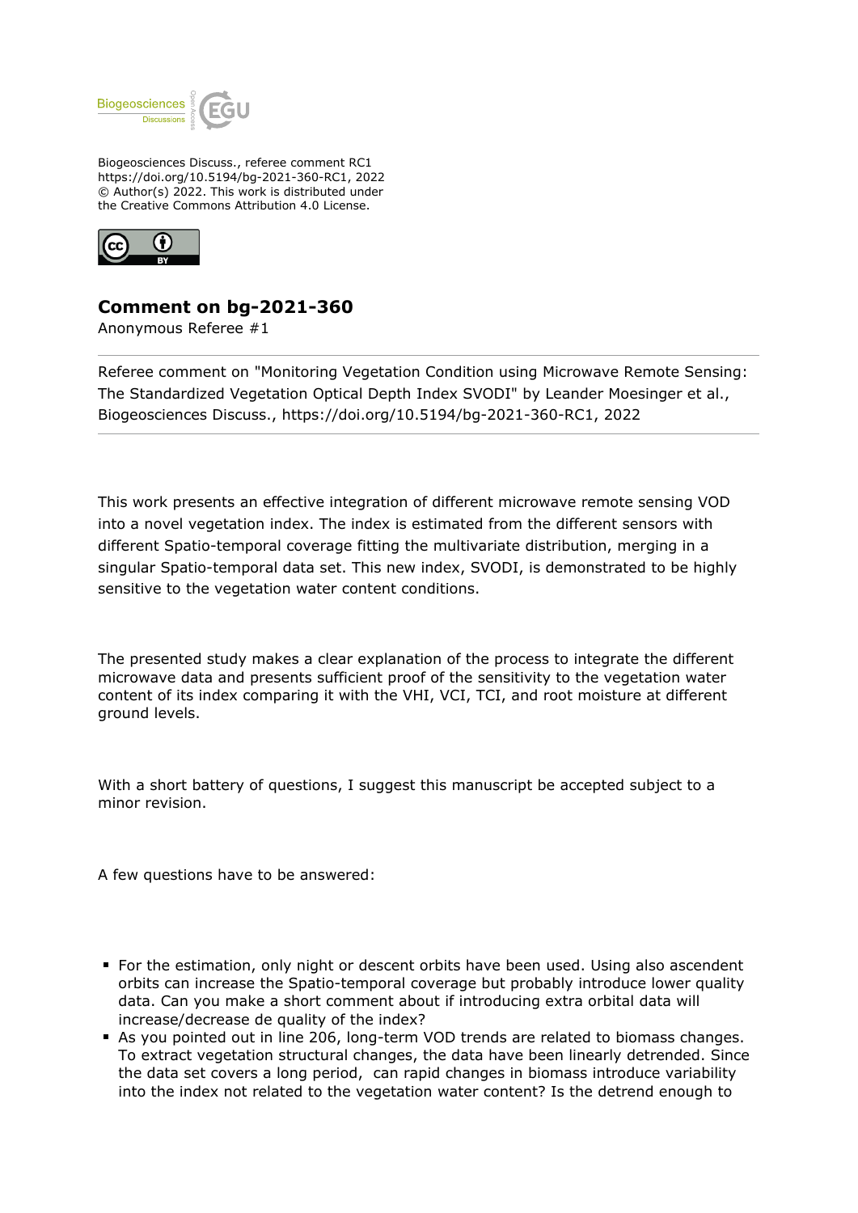Biogeosciences Discuss., referee comment RC1
https://doi.org/10.5194/bg-2021-360-RC1, 2022
© Author(s) 2022. This work is distributed under
the Creative Commons Attribution 4.0 License.

# Comment on bg-2021-360

Anonymous Referee #1

---

Referee comment on "Monitoring Vegetation Condition using Microwave Remote Sensing: The Standardized Vegetation Optical Depth Index SVODI" by Leander Moesinger et al., Biogeosciences Discuss., https://doi.org/10.5194/bg-2021-360-RC1, 2022

---

This work presents an effective integration of different microwave remote sensing VOD into a novel vegetation index. The index is estimated from the different sensors with different Spatio-temporal coverage fitting the multivariate distribution, merging in a singular Spatio-temporal data set. This new index, SVODI, is demonstrated to be highly sensitive to the vegetation water content conditions.

The presented study makes a clear explanation of the process to integrate the different microwave data and presents sufficient proof of the sensitivity to the vegetation water content of its index comparing it with the VHI, VCI, TCI, and root moisture at different ground levels.

With a short battery of questions, I suggest this manuscript be accepted subject to a minor revision.

A few questions have to be answered:

- For the estimation, only night or descent orbits have been used. Using also ascendent orbits can increase the Spatio-temporal coverage but probably introduce lower quality data. Can you make a short comment about if introducing extra orbital data will increase/decrease de quality of the index?
- As you pointed out in line 206, long-term VOD trends are related to biomass changes. To extract vegetation structural changes, the data have been linearly detrended. Since the data set covers a long period, can rapid changes in biomass introduce variability into the index not related to the vegetation water content? Is the detrend enough to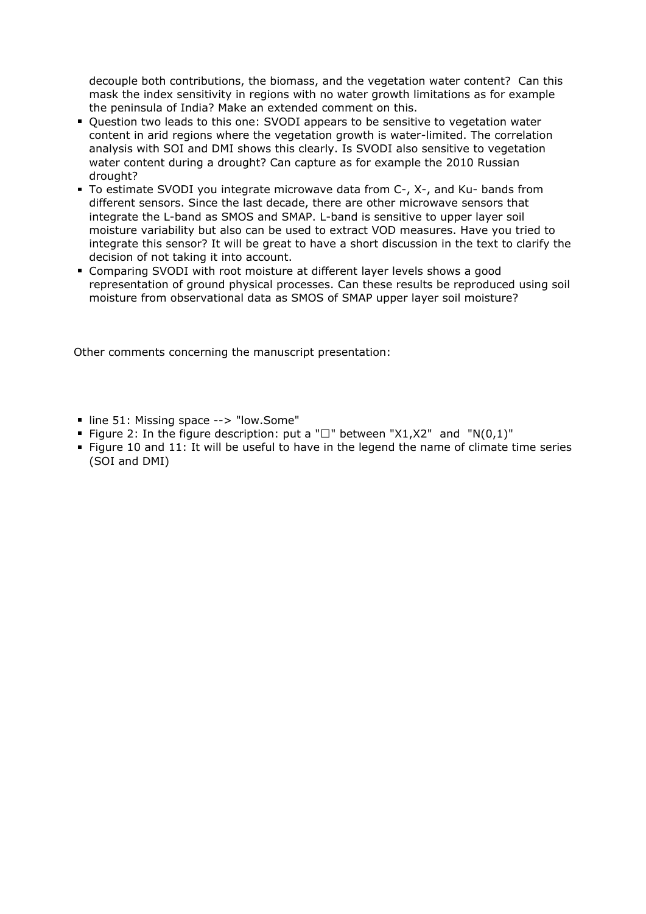decouple both contributions, the biomass, and the vegetation water content? Can this mask the index sensitivity in regions with no water growth limitations as for example the peninsula of India? Make an extended comment on this.

- Question two leads to this one: SVODI appears to be sensitive to vegetation water content in arid regions where the vegetation growth is water-limited. The correlation analysis with SOI and DMI shows this clearly. Is SVODI also sensitive to vegetation water content during a drought? Can capture as for example the 2010 Russian drought?
- To estimate SVODI you integrate microwave data from C-, X-, and Ku- bands from different sensors. Since the last decade, there are other microwave sensors that integrate the L-band as SMOS and SMAP. L-band is sensitive to upper layer soil moisture variability but also can be used to extract VOD measures. Have you tried to integrate this sensor? It will be great to have a short discussion in the text to clarify the decision of not taking it into account.
- Comparing SVODI with root moisture at different layer levels shows a good representation of ground physical processes. Can these results be reproduced using soil moisture from observational data as SMOS of SMAP upper layer soil moisture?

Other comments concerning the manuscript presentation:

- line 51: Missing space --> "low.Some"
- Figure 2: In the figure description: put a "☐" between "X1,X2" and "N(0,1)"
- Figure 10 and 11: It will be useful to have in the legend the name of climate time series (SOI and DMI)